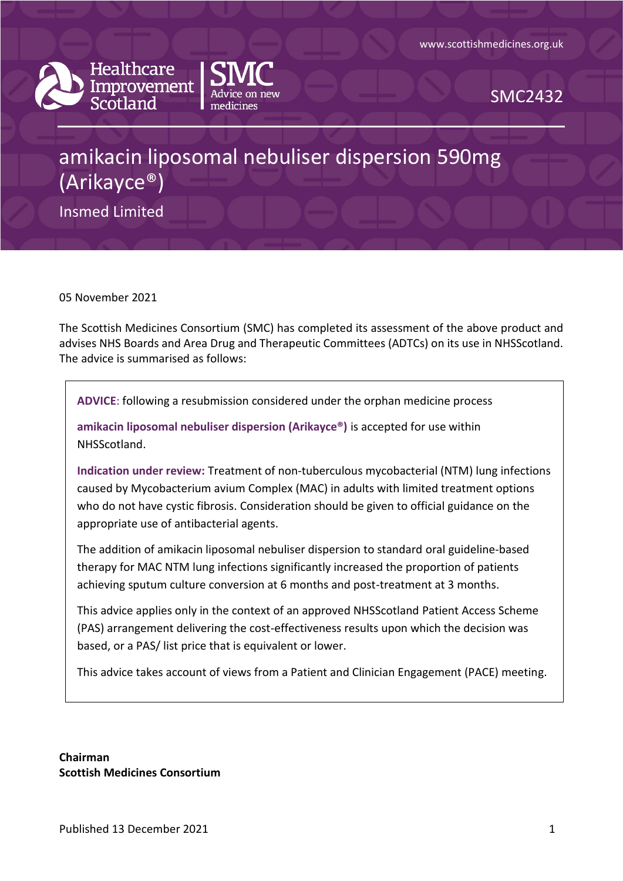www.scottishmedicines.org.uk

Healthcare Improvement Scotland | SMC Advice on new medicines

SMC2432

# amikacin liposomal nebuliser dispersion 590mg (Arikayce®)

Insmed Limited

05 November 2021

The Scottish Medicines Consortium (SMC) has completed its assessment of the above product and advises NHS Boards and Area Drug and Therapeutic Committees (ADTCs) on its use in NHSScotland. The advice is summarised as follows:

> **ADVICE**: following a resubmission considered under the orphan medicine process
>
> **amikacin liposomal nebuliser dispersion (Arikayce®)** is accepted for use within NHSScotland.
>
> **Indication under review:** Treatment of non-tuberculous mycobacterial (NTM) lung infections caused by Mycobacterium avium Complex (MAC) in adults with limited treatment options who do not have cystic fibrosis. Consideration should be given to official guidance on the appropriate use of antibacterial agents.
>
> The addition of amikacin liposomal nebuliser dispersion to standard oral guideline-based therapy for MAC NTM lung infections significantly increased the proportion of patients achieving sputum culture conversion at 6 months and post-treatment at 3 months.
>
> This advice applies only in the context of an approved NHSScotland Patient Access Scheme (PAS) arrangement delivering the cost-effectiveness results upon which the decision was based, or a PAS/ list price that is equivalent or lower.
>
> This advice takes account of views from a Patient and Clinician Engagement (PACE) meeting.

**Chairman**
**Scottish Medicines Consortium**

Published 13 December 2021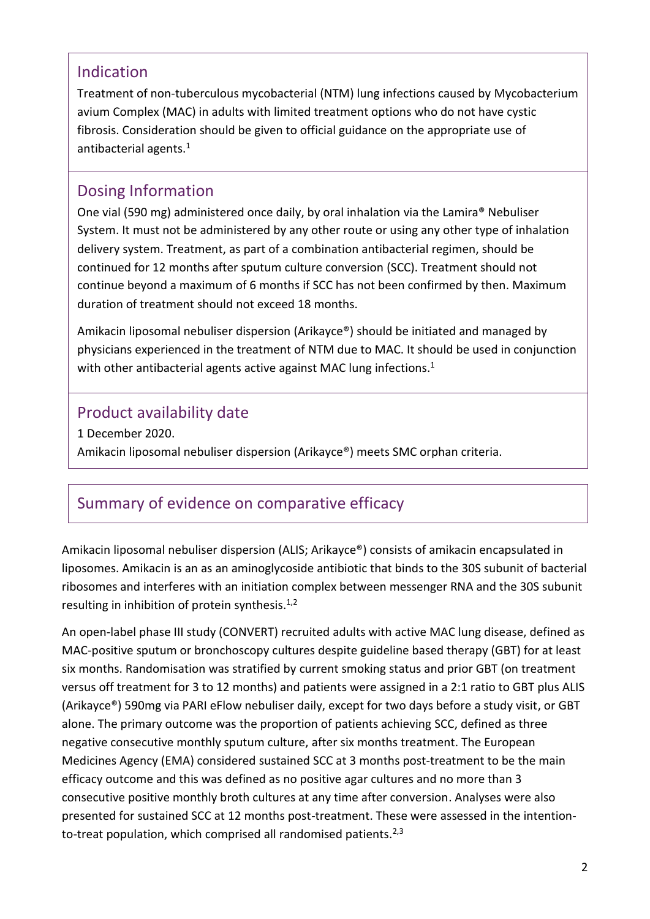## Indication

Treatment of non-tuberculous mycobacterial (NTM) lung infections caused by Mycobacterium avium Complex (MAC) in adults with limited treatment options who do not have cystic fibrosis. Consideration should be given to official guidance on the appropriate use of antibacterial agents.[1]

## Dosing Information

One vial (590 mg) administered once daily, by oral inhalation via the Lamira® Nebuliser System. It must not be administered by any other route or using any other type of inhalation delivery system. Treatment, as part of a combination antibacterial regimen, should be continued for 12 months after sputum culture conversion (SCC). Treatment should not continue beyond a maximum of 6 months if SCC has not been confirmed by then. Maximum duration of treatment should not exceed 18 months.

Amikacin liposomal nebuliser dispersion (Arikayce®) should be initiated and managed by physicians experienced in the treatment of NTM due to MAC. It should be used in conjunction with other antibacterial agents active against MAC lung infections.[1]

## Product availability date

1 December 2020.

Amikacin liposomal nebuliser dispersion (Arikayce®) meets SMC orphan criteria.

## Summary of evidence on comparative efficacy

Amikacin liposomal nebuliser dispersion (ALIS; Arikayce®) consists of amikacin encapsulated in liposomes. Amikacin is an as an aminoglycoside antibiotic that binds to the 30S subunit of bacterial ribosomes and interferes with an initiation complex between messenger RNA and the 30S subunit resulting in inhibition of protein synthesis.[1,2]

An open-label phase III study (CONVERT) recruited adults with active MAC lung disease, defined as MAC-positive sputum or bronchoscopy cultures despite guideline based therapy (GBT) for at least six months. Randomisation was stratified by current smoking status and prior GBT (on treatment versus off treatment for 3 to 12 months) and patients were assigned in a 2:1 ratio to GBT plus ALIS (Arikayce®) 590mg via PARI eFlow nebuliser daily, except for two days before a study visit, or GBT alone. The primary outcome was the proportion of patients achieving SCC, defined as three negative consecutive monthly sputum culture, after six months treatment. The European Medicines Agency (EMA) considered sustained SCC at 3 months post-treatment to be the main efficacy outcome and this was defined as no positive agar cultures and no more than 3 consecutive positive monthly broth cultures at any time after conversion. Analyses were also presented for sustained SCC at 12 months post-treatment. These were assessed in the intention-to-treat population, which comprised all randomised patients.[2,3]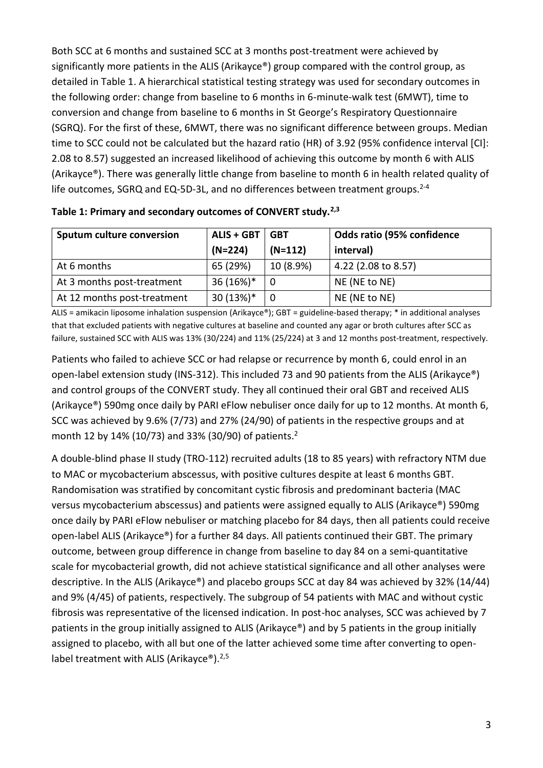Both SCC at 6 months and sustained SCC at 3 months post-treatment were achieved by significantly more patients in the ALIS (Arikayce®) group compared with the control group, as detailed in Table 1. A hierarchical statistical testing strategy was used for secondary outcomes in the following order: change from baseline to 6 months in 6-minute-walk test (6MWT), time to conversion and change from baseline to 6 months in St George's Respiratory Questionnaire (SGRQ). For the first of these, 6MWT, there was no significant difference between groups. Median time to SCC could not be calculated but the hazard ratio (HR) of 3.92 (95% confidence interval [CI]: 2.08 to 8.57) suggested an increased likelihood of achieving this outcome by month 6 with ALIS (Arikayce®). There was generally little change from baseline to month 6 in health related quality of life outcomes, SGRQ and EQ-5D-3L, and no differences between treatment groups.[2-4]

**Table 1: Primary and secondary outcomes of CONVERT study.[2,3]**

| Sputum culture conversion | ALIS + GBT (N=224) | GBT (N=112) | Odds ratio (95% confidence interval) |
|---|---|---|---|
| At 6 months | 65 (29%) | 10 (8.9%) | 4.22 (2.08 to 8.57) |
| At 3 months post-treatment | 36 (16%)* | 0 | NE (NE to NE) |
| At 12 months post-treatment | 30 (13%)* | 0 | NE (NE to NE) |

ALIS = amikacin liposome inhalation suspension (Arikayce®); GBT = guideline-based therapy; * in additional analyses that that excluded patients with negative cultures at baseline and counted any agar or broth cultures after SCC as failure, sustained SCC with ALIS was 13% (30/224) and 11% (25/224) at 3 and 12 months post-treatment, respectively.

Patients who failed to achieve SCC or had relapse or recurrence by month 6, could enrol in an open-label extension study (INS-312). This included 73 and 90 patients from the ALIS (Arikayce®) and control groups of the CONVERT study. They all continued their oral GBT and received ALIS (Arikayce®) 590mg once daily by PARI eFlow nebuliser once daily for up to 12 months. At month 6, SCC was achieved by 9.6% (7/73) and 27% (24/90) of patients in the respective groups and at month 12 by 14% (10/73) and 33% (30/90) of patients.[2]

A double-blind phase II study (TRO-112) recruited adults (18 to 85 years) with refractory NTM due to MAC or mycobacterium abscessus, with positive cultures despite at least 6 months GBT. Randomisation was stratified by concomitant cystic fibrosis and predominant bacteria (MAC versus mycobacterium abscessus) and patients were assigned equally to ALIS (Arikayce®) 590mg once daily by PARI eFlow nebuliser or matching placebo for 84 days, then all patients could receive open-label ALIS (Arikayce®) for a further 84 days. All patients continued their GBT. The primary outcome, between group difference in change from baseline to day 84 on a semi-quantitative scale for mycobacterial growth, did not achieve statistical significance and all other analyses were descriptive. In the ALIS (Arikayce®) and placebo groups SCC at day 84 was achieved by 32% (14/44) and 9% (4/45) of patients, respectively. The subgroup of 54 patients with MAC and without cystic fibrosis was representative of the licensed indication. In post-hoc analyses, SCC was achieved by 7 patients in the group initially assigned to ALIS (Arikayce®) and by 5 patients in the group initially assigned to placebo, with all but one of the latter achieved some time after converting to open-label treatment with ALIS (Arikayce®).[2,5]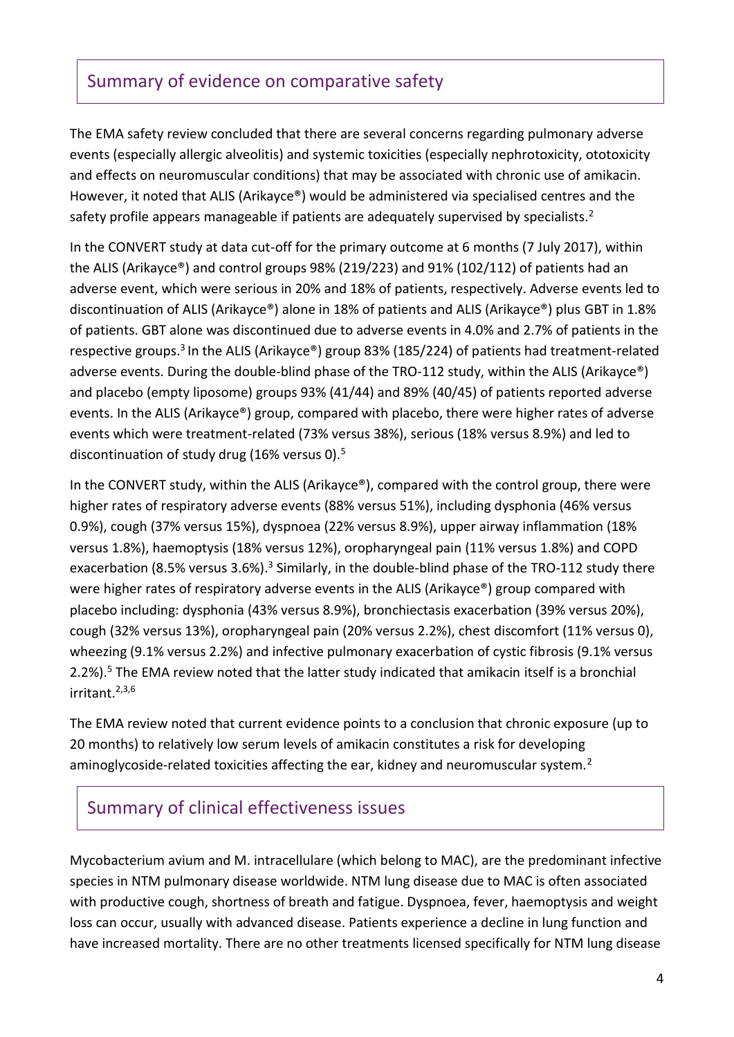## Summary of evidence on comparative safety

The EMA safety review concluded that there are several concerns regarding pulmonary adverse events (especially allergic alveolitis) and systemic toxicities (especially nephrotoxicity, ototoxicity and effects on neuromuscular conditions) that may be associated with chronic use of amikacin. However, it noted that ALIS (Arikayce®) would be administered via specialised centres and the safety profile appears manageable if patients are adequately supervised by specialists.[2]

In the CONVERT study at data cut-off for the primary outcome at 6 months (7 July 2017), within the ALIS (Arikayce®) and control groups 98% (219/223) and 91% (102/112) of patients had an adverse event, which were serious in 20% and 18% of patients, respectively. Adverse events led to discontinuation of ALIS (Arikayce®) alone in 18% of patients and ALIS (Arikayce®) plus GBT in 1.8% of patients. GBT alone was discontinued due to adverse events in 4.0% and 2.7% of patients in the respective groups.[3] In the ALIS (Arikayce®) group 83% (185/224) of patients had treatment-related adverse events. During the double-blind phase of the TRO-112 study, within the ALIS (Arikayce®) and placebo (empty liposome) groups 93% (41/44) and 89% (40/45) of patients reported adverse events. In the ALIS (Arikayce®) group, compared with placebo, there were higher rates of adverse events which were treatment-related (73% versus 38%), serious (18% versus 8.9%) and led to discontinuation of study drug (16% versus 0).[5]

In the CONVERT study, within the ALIS (Arikayce®), compared with the control group, there were higher rates of respiratory adverse events (88% versus 51%), including dysphonia (46% versus 0.9%), cough (37% versus 15%), dyspnoea (22% versus 8.9%), upper airway inflammation (18% versus 1.8%), haemoptysis (18% versus 12%), oropharyngeal pain (11% versus 1.8%) and COPD exacerbation (8.5% versus 3.6%).[3] Similarly, in the double-blind phase of the TRO-112 study there were higher rates of respiratory adverse events in the ALIS (Arikayce®) group compared with placebo including: dysphonia (43% versus 8.9%), bronchiectasis exacerbation (39% versus 20%), cough (32% versus 13%), oropharyngeal pain (20% versus 2.2%), chest discomfort (11% versus 0), wheezing (9.1% versus 2.2%) and infective pulmonary exacerbation of cystic fibrosis (9.1% versus 2.2%).[5] The EMA review noted that the latter study indicated that amikacin itself is a bronchial irritant.[2,3,6]

The EMA review noted that current evidence points to a conclusion that chronic exposure (up to 20 months) to relatively low serum levels of amikacin constitutes a risk for developing aminoglycoside-related toxicities affecting the ear, kidney and neuromuscular system.[2]

## Summary of clinical effectiveness issues

Mycobacterium avium and M. intracellulare (which belong to MAC), are the predominant infective species in NTM pulmonary disease worldwide. NTM lung disease due to MAC is often associated with productive cough, shortness of breath and fatigue. Dyspnoea, fever, haemoptysis and weight loss can occur, usually with advanced disease. Patients experience a decline in lung function and have increased mortality. There are no other treatments licensed specifically for NTM lung disease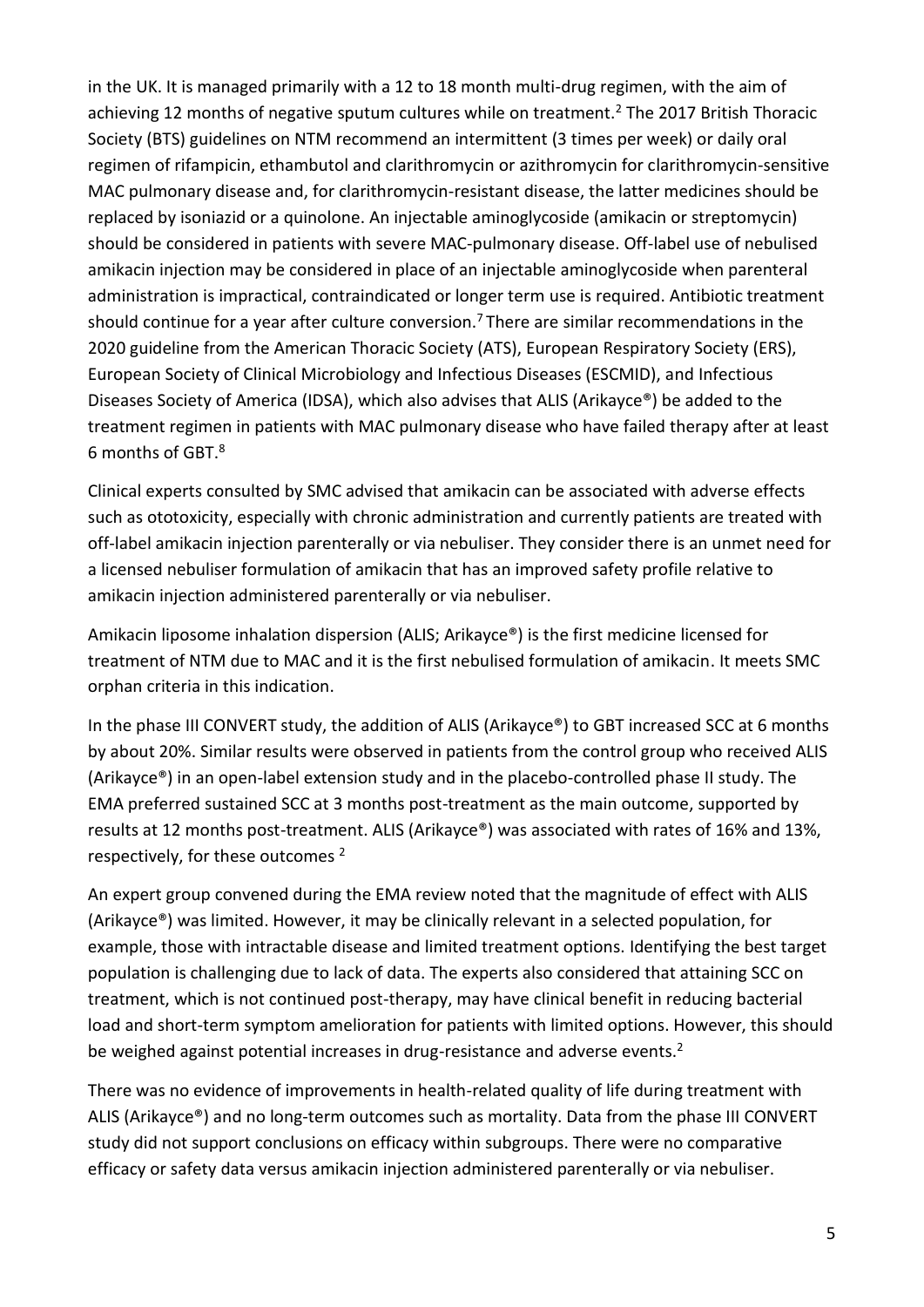in the UK. It is managed primarily with a 12 to 18 month multi-drug regimen, with the aim of achieving 12 months of negative sputum cultures while on treatment.[2] The 2017 British Thoracic Society (BTS) guidelines on NTM recommend an intermittent (3 times per week) or daily oral regimen of rifampicin, ethambutol and clarithromycin or azithromycin for clarithromycin-sensitive MAC pulmonary disease and, for clarithromycin-resistant disease, the latter medicines should be replaced by isoniazid or a quinolone. An injectable aminoglycoside (amikacin or streptomycin) should be considered in patients with severe MAC-pulmonary disease. Off-label use of nebulised amikacin injection may be considered in place of an injectable aminoglycoside when parenteral administration is impractical, contraindicated or longer term use is required. Antibiotic treatment should continue for a year after culture conversion.[7] There are similar recommendations in the 2020 guideline from the American Thoracic Society (ATS), European Respiratory Society (ERS), European Society of Clinical Microbiology and Infectious Diseases (ESCMID), and Infectious Diseases Society of America (IDSA), which also advises that ALIS (Arikayce®) be added to the treatment regimen in patients with MAC pulmonary disease who have failed therapy after at least 6 months of GBT.[8]

Clinical experts consulted by SMC advised that amikacin can be associated with adverse effects such as ototoxicity, especially with chronic administration and currently patients are treated with off-label amikacin injection parenterally or via nebuliser. They consider there is an unmet need for a licensed nebuliser formulation of amikacin that has an improved safety profile relative to amikacin injection administered parenterally or via nebuliser.

Amikacin liposome inhalation dispersion (ALIS; Arikayce®) is the first medicine licensed for treatment of NTM due to MAC and it is the first nebulised formulation of amikacin. It meets SMC orphan criteria in this indication.

In the phase III CONVERT study, the addition of ALIS (Arikayce®) to GBT increased SCC at 6 months by about 20%. Similar results were observed in patients from the control group who received ALIS (Arikayce®) in an open-label extension study and in the placebo-controlled phase II study. The EMA preferred sustained SCC at 3 months post-treatment as the main outcome, supported by results at 12 months post-treatment. ALIS (Arikayce®) was associated with rates of 16% and 13%, respectively, for these outcomes [2]

An expert group convened during the EMA review noted that the magnitude of effect with ALIS (Arikayce®) was limited. However, it may be clinically relevant in a selected population, for example, those with intractable disease and limited treatment options. Identifying the best target population is challenging due to lack of data. The experts also considered that attaining SCC on treatment, which is not continued post-therapy, may have clinical benefit in reducing bacterial load and short-term symptom amelioration for patients with limited options. However, this should be weighed against potential increases in drug-resistance and adverse events.[2]

There was no evidence of improvements in health-related quality of life during treatment with ALIS (Arikayce®) and no long-term outcomes such as mortality. Data from the phase III CONVERT study did not support conclusions on efficacy within subgroups. There were no comparative efficacy or safety data versus amikacin injection administered parenterally or via nebuliser.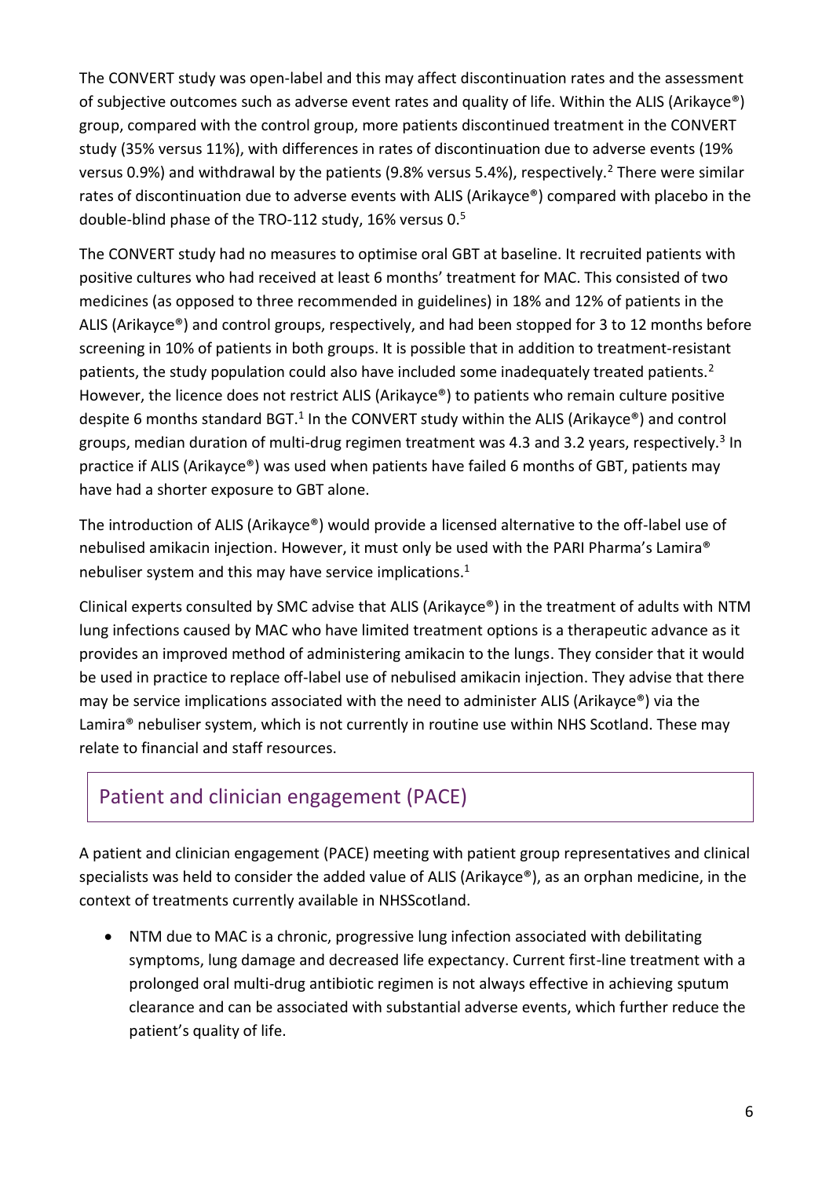The CONVERT study was open-label and this may affect discontinuation rates and the assessment of subjective outcomes such as adverse event rates and quality of life. Within the ALIS (Arikayce®) group, compared with the control group, more patients discontinued treatment in the CONVERT study (35% versus 11%), with differences in rates of discontinuation due to adverse events (19% versus 0.9%) and withdrawal by the patients (9.8% versus 5.4%), respectively.[2] There were similar rates of discontinuation due to adverse events with ALIS (Arikayce®) compared with placebo in the double-blind phase of the TRO-112 study, 16% versus 0.[5]

The CONVERT study had no measures to optimise oral GBT at baseline. It recruited patients with positive cultures who had received at least 6 months' treatment for MAC. This consisted of two medicines (as opposed to three recommended in guidelines) in 18% and 12% of patients in the ALIS (Arikayce®) and control groups, respectively, and had been stopped for 3 to 12 months before screening in 10% of patients in both groups. It is possible that in addition to treatment-resistant patients, the study population could also have included some inadequately treated patients.[2] However, the licence does not restrict ALIS (Arikayce®) to patients who remain culture positive despite 6 months standard BGT.[1] In the CONVERT study within the ALIS (Arikayce®) and control groups, median duration of multi-drug regimen treatment was 4.3 and 3.2 years, respectively.[3] In practice if ALIS (Arikayce®) was used when patients have failed 6 months of GBT, patients may have had a shorter exposure to GBT alone.

The introduction of ALIS (Arikayce®) would provide a licensed alternative to the off-label use of nebulised amikacin injection. However, it must only be used with the PARI Pharma's Lamira® nebuliser system and this may have service implications.[1]

Clinical experts consulted by SMC advise that ALIS (Arikayce®) in the treatment of adults with NTM lung infections caused by MAC who have limited treatment options is a therapeutic advance as it provides an improved method of administering amikacin to the lungs. They consider that it would be used in practice to replace off-label use of nebulised amikacin injection. They advise that there may be service implications associated with the need to administer ALIS (Arikayce®) via the Lamira® nebuliser system, which is not currently in routine use within NHS Scotland. These may relate to financial and staff resources.

## Patient and clinician engagement (PACE)

A patient and clinician engagement (PACE) meeting with patient group representatives and clinical specialists was held to consider the added value of ALIS (Arikayce®), as an orphan medicine, in the context of treatments currently available in NHSScotland.

- NTM due to MAC is a chronic, progressive lung infection associated with debilitating symptoms, lung damage and decreased life expectancy. Current first-line treatment with a prolonged oral multi-drug antibiotic regimen is not always effective in achieving sputum clearance and can be associated with substantial adverse events, which further reduce the patient's quality of life.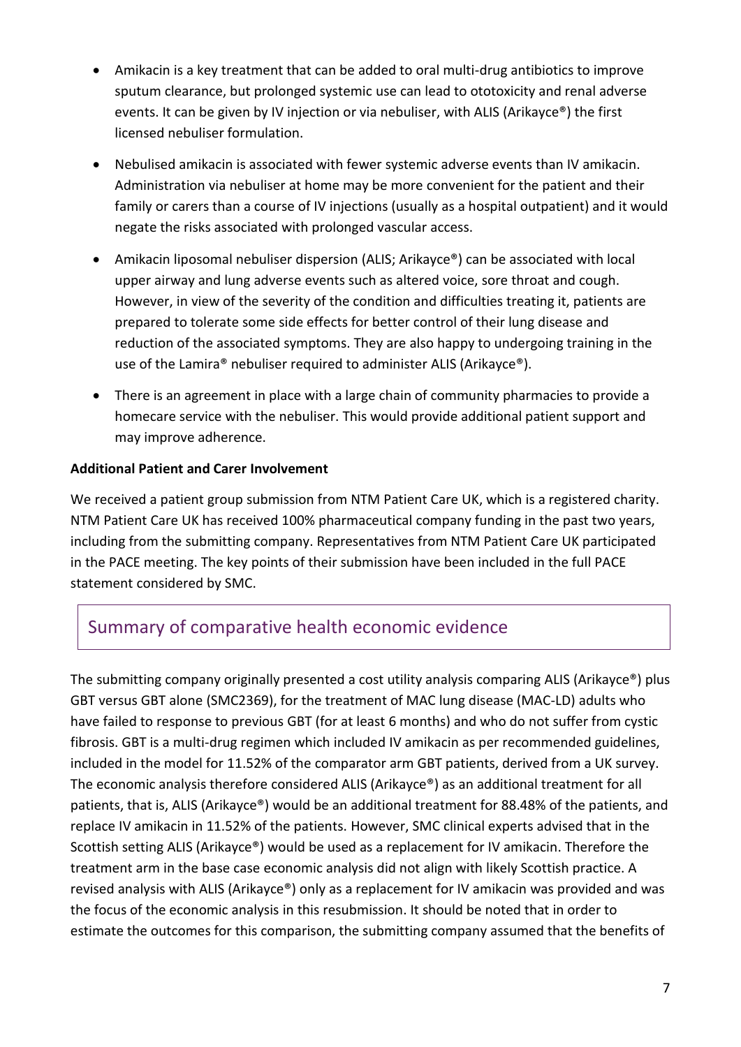- Amikacin is a key treatment that can be added to oral multi-drug antibiotics to improve sputum clearance, but prolonged systemic use can lead to ototoxicity and renal adverse events. It can be given by IV injection or via nebuliser, with ALIS (Arikayce®) the first licensed nebuliser formulation.
- Nebulised amikacin is associated with fewer systemic adverse events than IV amikacin. Administration via nebuliser at home may be more convenient for the patient and their family or carers than a course of IV injections (usually as a hospital outpatient) and it would negate the risks associated with prolonged vascular access.
- Amikacin liposomal nebuliser dispersion (ALIS; Arikayce®) can be associated with local upper airway and lung adverse events such as altered voice, sore throat and cough. However, in view of the severity of the condition and difficulties treating it, patients are prepared to tolerate some side effects for better control of their lung disease and reduction of the associated symptoms. They are also happy to undergoing training in the use of the Lamira® nebuliser required to administer ALIS (Arikayce®).
- There is an agreement in place with a large chain of community pharmacies to provide a homecare service with the nebuliser. This would provide additional patient support and may improve adherence.

**Additional Patient and Carer Involvement**

We received a patient group submission from NTM Patient Care UK, which is a registered charity. NTM Patient Care UK has received 100% pharmaceutical company funding in the past two years, including from the submitting company. Representatives from NTM Patient Care UK participated in the PACE meeting. The key points of their submission have been included in the full PACE statement considered by SMC.

## Summary of comparative health economic evidence

The submitting company originally presented a cost utility analysis comparing ALIS (Arikayce®) plus GBT versus GBT alone (SMC2369), for the treatment of MAC lung disease (MAC-LD) adults who have failed to response to previous GBT (for at least 6 months) and who do not suffer from cystic fibrosis. GBT is a multi-drug regimen which included IV amikacin as per recommended guidelines, included in the model for 11.52% of the comparator arm GBT patients, derived from a UK survey. The economic analysis therefore considered ALIS (Arikayce®) as an additional treatment for all patients, that is, ALIS (Arikayce®) would be an additional treatment for 88.48% of the patients, and replace IV amikacin in 11.52% of the patients. However, SMC clinical experts advised that in the Scottish setting ALIS (Arikayce®) would be used as a replacement for IV amikacin. Therefore the treatment arm in the base case economic analysis did not align with likely Scottish practice. A revised analysis with ALIS (Arikayce®) only as a replacement for IV amikacin was provided and was the focus of the economic analysis in this resubmission. It should be noted that in order to estimate the outcomes for this comparison, the submitting company assumed that the benefits of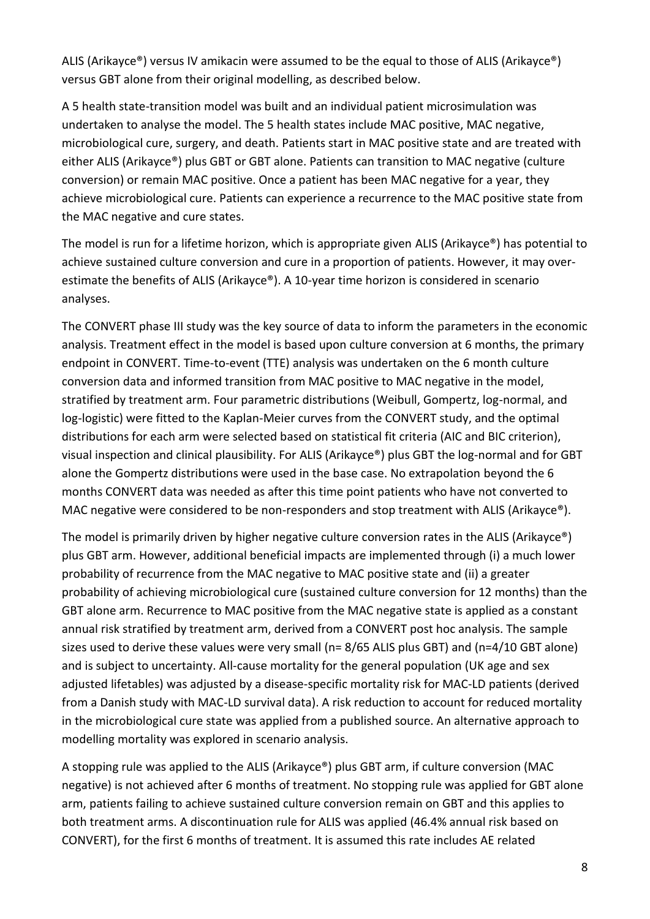ALIS (Arikayce®) versus IV amikacin were assumed to be the equal to those of ALIS (Arikayce®) versus GBT alone from their original modelling, as described below.

A 5 health state-transition model was built and an individual patient microsimulation was undertaken to analyse the model. The 5 health states include MAC positive, MAC negative, microbiological cure, surgery, and death. Patients start in MAC positive state and are treated with either ALIS (Arikayce®) plus GBT or GBT alone. Patients can transition to MAC negative (culture conversion) or remain MAC positive. Once a patient has been MAC negative for a year, they achieve microbiological cure. Patients can experience a recurrence to the MAC positive state from the MAC negative and cure states.

The model is run for a lifetime horizon, which is appropriate given ALIS (Arikayce®) has potential to achieve sustained culture conversion and cure in a proportion of patients. However, it may over-estimate the benefits of ALIS (Arikayce®). A 10-year time horizon is considered in scenario analyses.

The CONVERT phase III study was the key source of data to inform the parameters in the economic analysis. Treatment effect in the model is based upon culture conversion at 6 months, the primary endpoint in CONVERT. Time-to-event (TTE) analysis was undertaken on the 6 month culture conversion data and informed transition from MAC positive to MAC negative in the model, stratified by treatment arm. Four parametric distributions (Weibull, Gompertz, log-normal, and log-logistic) were fitted to the Kaplan-Meier curves from the CONVERT study, and the optimal distributions for each arm were selected based on statistical fit criteria (AIC and BIC criterion), visual inspection and clinical plausibility. For ALIS (Arikayce®) plus GBT the log-normal and for GBT alone the Gompertz distributions were used in the base case. No extrapolation beyond the 6 months CONVERT data was needed as after this time point patients who have not converted to MAC negative were considered to be non-responders and stop treatment with ALIS (Arikayce®).

The model is primarily driven by higher negative culture conversion rates in the ALIS (Arikayce®) plus GBT arm. However, additional beneficial impacts are implemented through (i) a much lower probability of recurrence from the MAC negative to MAC positive state and (ii) a greater probability of achieving microbiological cure (sustained culture conversion for 12 months) than the GBT alone arm. Recurrence to MAC positive from the MAC negative state is applied as a constant annual risk stratified by treatment arm, derived from a CONVERT post hoc analysis. The sample sizes used to derive these values were very small (n= 8/65 ALIS plus GBT) and (n=4/10 GBT alone) and is subject to uncertainty. All-cause mortality for the general population (UK age and sex adjusted lifetables) was adjusted by a disease-specific mortality risk for MAC-LD patients (derived from a Danish study with MAC-LD survival data). A risk reduction to account for reduced mortality in the microbiological cure state was applied from a published source. An alternative approach to modelling mortality was explored in scenario analysis.

A stopping rule was applied to the ALIS (Arikayce®) plus GBT arm, if culture conversion (MAC negative) is not achieved after 6 months of treatment. No stopping rule was applied for GBT alone arm, patients failing to achieve sustained culture conversion remain on GBT and this applies to both treatment arms. A discontinuation rule for ALIS was applied (46.4% annual risk based on CONVERT), for the first 6 months of treatment. It is assumed this rate includes AE related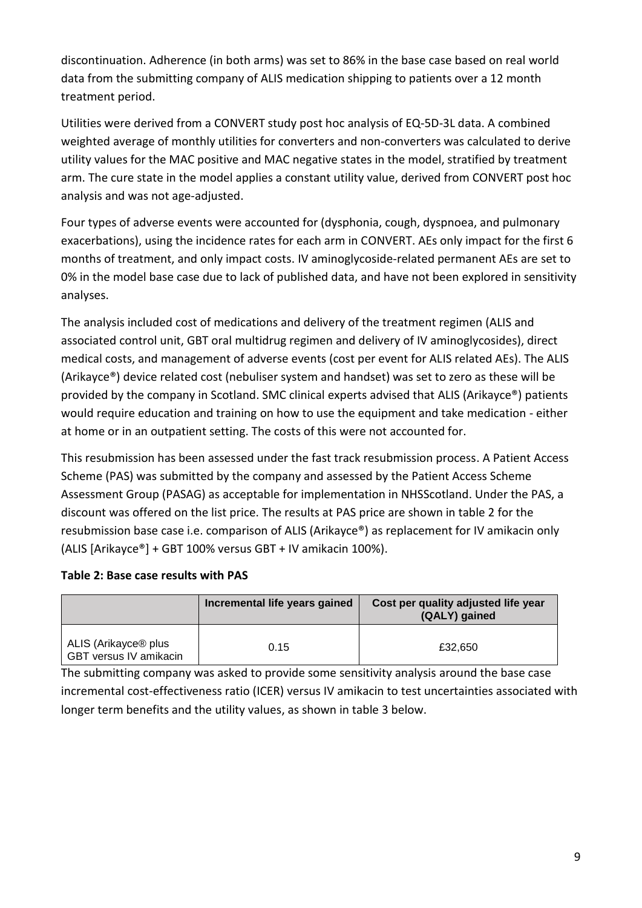discontinuation. Adherence (in both arms) was set to 86% in the base case based on real world data from the submitting company of ALIS medication shipping to patients over a 12 month treatment period.

Utilities were derived from a CONVERT study post hoc analysis of EQ-5D-3L data. A combined weighted average of monthly utilities for converters and non-converters was calculated to derive utility values for the MAC positive and MAC negative states in the model, stratified by treatment arm. The cure state in the model applies a constant utility value, derived from CONVERT post hoc analysis and was not age-adjusted.

Four types of adverse events were accounted for (dysphonia, cough, dyspnoea, and pulmonary exacerbations), using the incidence rates for each arm in CONVERT. AEs only impact for the first 6 months of treatment, and only impact costs. IV aminoglycoside-related permanent AEs are set to 0% in the model base case due to lack of published data, and have not been explored in sensitivity analyses.

The analysis included cost of medications and delivery of the treatment regimen (ALIS and associated control unit, GBT oral multidrug regimen and delivery of IV aminoglycosides), direct medical costs, and management of adverse events (cost per event for ALIS related AEs). The ALIS (Arikayce®) device related cost (nebuliser system and handset) was set to zero as these will be provided by the company in Scotland. SMC clinical experts advised that ALIS (Arikayce®) patients would require education and training on how to use the equipment and take medication - either at home or in an outpatient setting. The costs of this were not accounted for.

This resubmission has been assessed under the fast track resubmission process. A Patient Access Scheme (PAS) was submitted by the company and assessed by the Patient Access Scheme Assessment Group (PASAG) as acceptable for implementation in NHSScotland. Under the PAS, a discount was offered on the list price. The results at PAS price are shown in table 2 for the resubmission base case i.e. comparison of ALIS (Arikayce®) as replacement for IV amikacin only (ALIS [Arikayce®] + GBT 100% versus GBT + IV amikacin 100%).

**Table 2: Base case results with PAS**

| | Incremental life years gained | Cost per quality adjusted life year (QALY) gained |
|---|---|---|
| ALIS (Arikayce® plus GBT versus IV amikacin | 0.15 | £32,650 |

The submitting company was asked to provide some sensitivity analysis around the base case incremental cost-effectiveness ratio (ICER) versus IV amikacin to test uncertainties associated with longer term benefits and the utility values, as shown in table 3 below.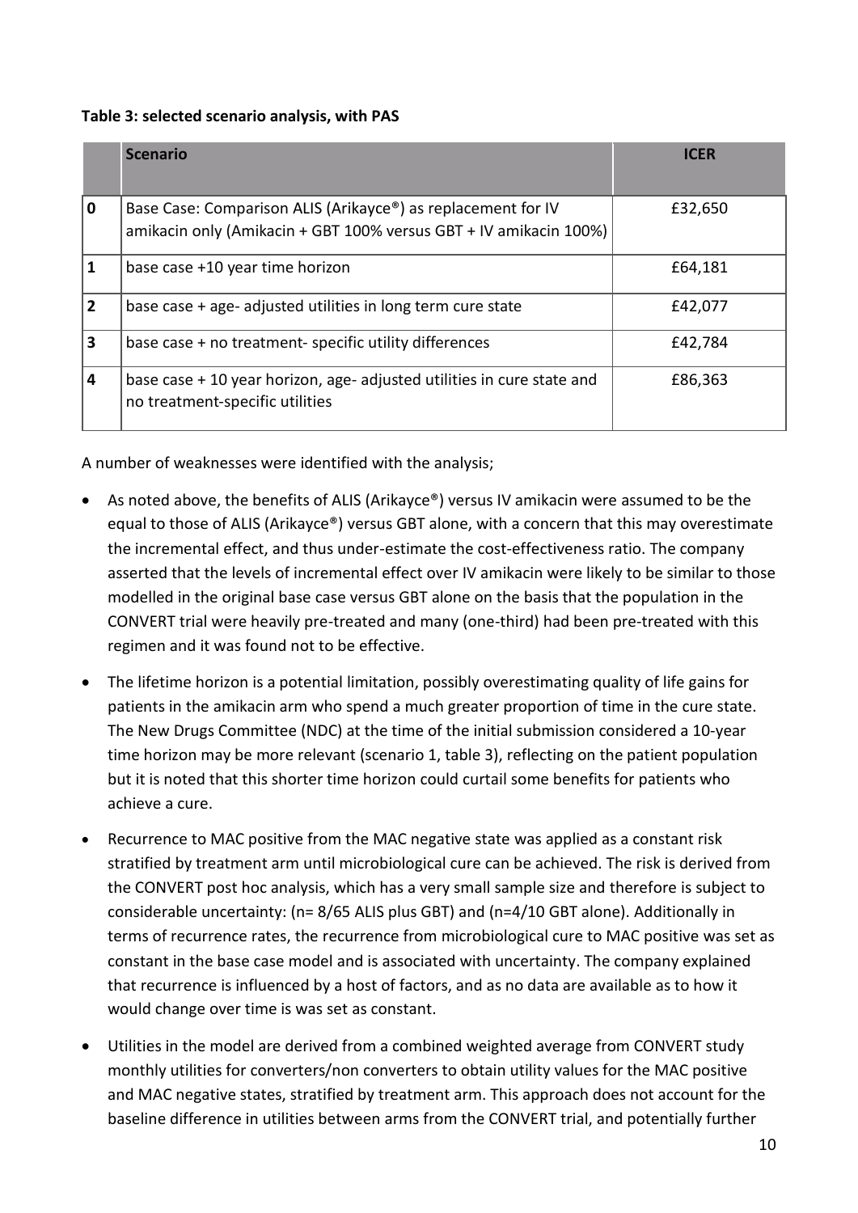**Table 3: selected scenario analysis, with PAS**

| | Scenario | ICER |
|---|---|---|
| 0 | Base Case: Comparison ALIS (Arikayce®) as replacement for IV amikacin only (Amikacin + GBT 100% versus GBT + IV amikacin 100%) | £32,650 |
| 1 | base case +10 year time horizon | £64,181 |
| 2 | base case + age- adjusted utilities in long term cure state | £42,077 |
| 3 | base case + no treatment- specific utility differences | £42,784 |
| 4 | base case + 10 year horizon, age- adjusted utilities in cure state and no treatment-specific utilities | £86,363 |

A number of weaknesses were identified with the analysis;

- As noted above, the benefits of ALIS (Arikayce®) versus IV amikacin were assumed to be the equal to those of ALIS (Arikayce®) versus GBT alone, with a concern that this may overestimate the incremental effect, and thus under-estimate the cost-effectiveness ratio. The company asserted that the levels of incremental effect over IV amikacin were likely to be similar to those modelled in the original base case versus GBT alone on the basis that the population in the CONVERT trial were heavily pre-treated and many (one-third) had been pre-treated with this regimen and it was found not to be effective.
- The lifetime horizon is a potential limitation, possibly overestimating quality of life gains for patients in the amikacin arm who spend a much greater proportion of time in the cure state. The New Drugs Committee (NDC) at the time of the initial submission considered a 10-year time horizon may be more relevant (scenario 1, table 3), reflecting on the patient population but it is noted that this shorter time horizon could curtail some benefits for patients who achieve a cure.
- Recurrence to MAC positive from the MAC negative state was applied as a constant risk stratified by treatment arm until microbiological cure can be achieved. The risk is derived from the CONVERT post hoc analysis, which has a very small sample size and therefore is subject to considerable uncertainty: (n= 8/65 ALIS plus GBT) and (n=4/10 GBT alone). Additionally in terms of recurrence rates, the recurrence from microbiological cure to MAC positive was set as constant in the base case model and is associated with uncertainty. The company explained that recurrence is influenced by a host of factors, and as no data are available as to how it would change over time is was set as constant.
- Utilities in the model are derived from a combined weighted average from CONVERT study monthly utilities for converters/non converters to obtain utility values for the MAC positive and MAC negative states, stratified by treatment arm. This approach does not account for the baseline difference in utilities between arms from the CONVERT trial, and potentially further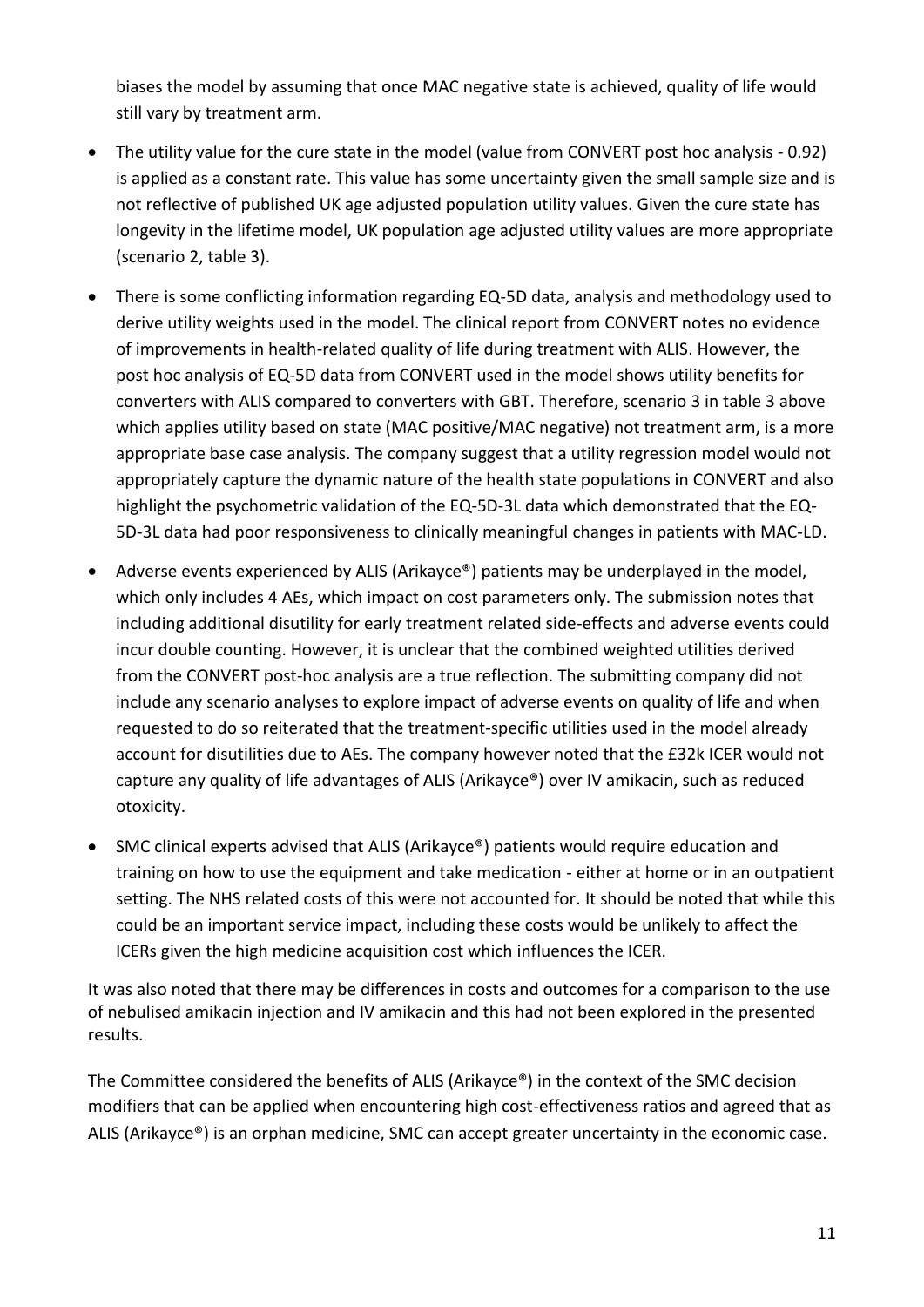biases the model by assuming that once MAC negative state is achieved, quality of life would still vary by treatment arm.

- The utility value for the cure state in the model (value from CONVERT post hoc analysis - 0.92) is applied as a constant rate. This value has some uncertainty given the small sample size and is not reflective of published UK age adjusted population utility values. Given the cure state has longevity in the lifetime model, UK population age adjusted utility values are more appropriate (scenario 2, table 3).
- There is some conflicting information regarding EQ-5D data, analysis and methodology used to derive utility weights used in the model. The clinical report from CONVERT notes no evidence of improvements in health-related quality of life during treatment with ALIS. However, the post hoc analysis of EQ-5D data from CONVERT used in the model shows utility benefits for converters with ALIS compared to converters with GBT. Therefore, scenario 3 in table 3 above which applies utility based on state (MAC positive/MAC negative) not treatment arm, is a more appropriate base case analysis. The company suggest that a utility regression model would not appropriately capture the dynamic nature of the health state populations in CONVERT and also highlight the psychometric validation of the EQ-5D-3L data which demonstrated that the EQ-5D-3L data had poor responsiveness to clinically meaningful changes in patients with MAC-LD.
- Adverse events experienced by ALIS (Arikayce®) patients may be underplayed in the model, which only includes 4 AEs, which impact on cost parameters only. The submission notes that including additional disutility for early treatment related side-effects and adverse events could incur double counting. However, it is unclear that the combined weighted utilities derived from the CONVERT post-hoc analysis are a true reflection. The submitting company did not include any scenario analyses to explore impact of adverse events on quality of life and when requested to do so reiterated that the treatment-specific utilities used in the model already account for disutilities due to AEs. The company however noted that the £32k ICER would not capture any quality of life advantages of ALIS (Arikayce®) over IV amikacin, such as reduced otoxicity.
- SMC clinical experts advised that ALIS (Arikayce®) patients would require education and training on how to use the equipment and take medication - either at home or in an outpatient setting. The NHS related costs of this were not accounted for. It should be noted that while this could be an important service impact, including these costs would be unlikely to affect the ICERs given the high medicine acquisition cost which influences the ICER.

It was also noted that there may be differences in costs and outcomes for a comparison to the use of nebulised amikacin injection and IV amikacin and this had not been explored in the presented results.

The Committee considered the benefits of ALIS (Arikayce®) in the context of the SMC decision modifiers that can be applied when encountering high cost-effectiveness ratios and agreed that as ALIS (Arikayce®) is an orphan medicine, SMC can accept greater uncertainty in the economic case.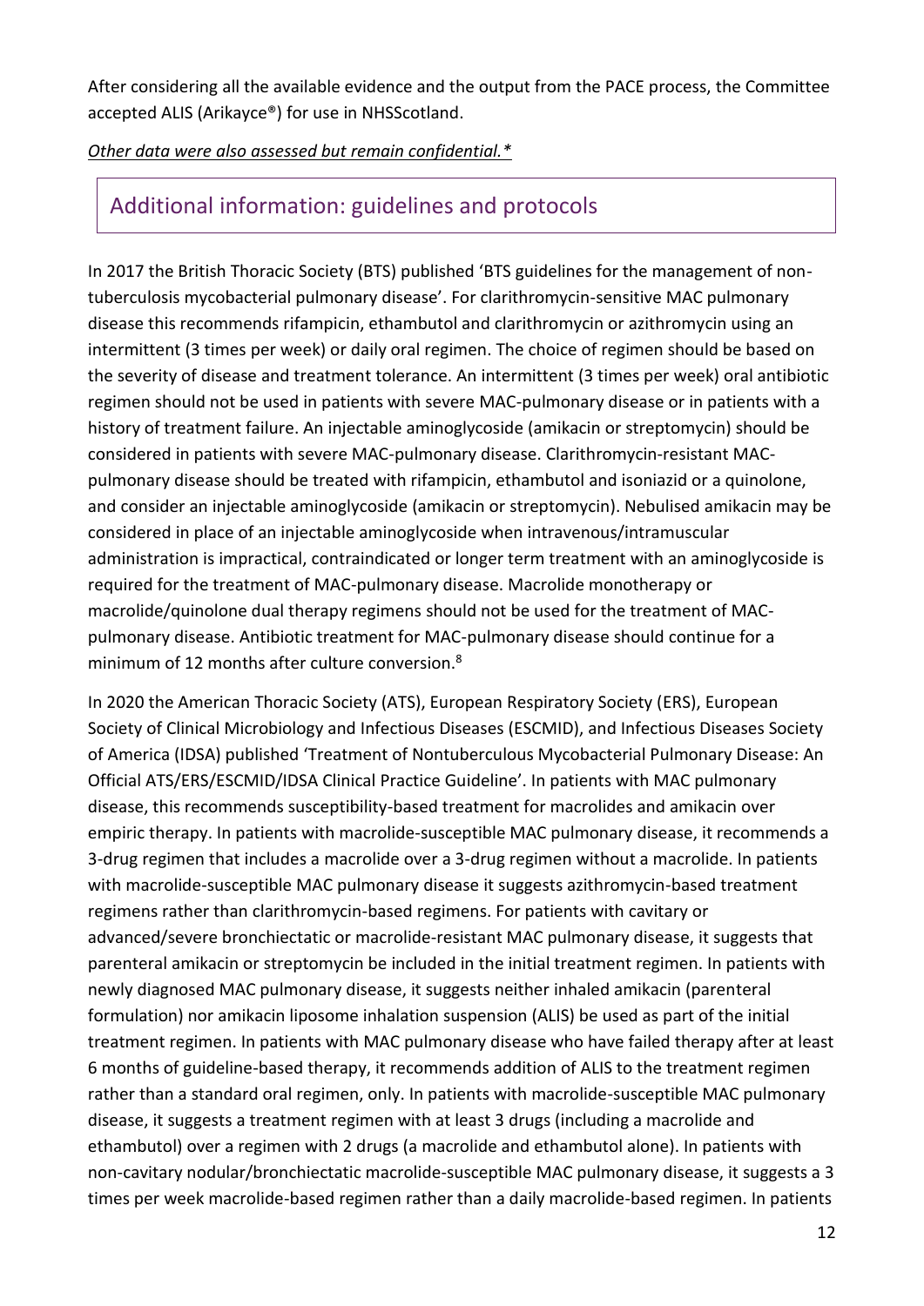After considering all the available evidence and the output from the PACE process, the Committee accepted ALIS (Arikayce®) for use in NHSScotland.

*Other data were also assessed but remain confidential.**

## Additional information: guidelines and protocols

In 2017 the British Thoracic Society (BTS) published 'BTS guidelines for the management of non-tuberculosis mycobacterial pulmonary disease'. For clarithromycin-sensitive MAC pulmonary disease this recommends rifampicin, ethambutol and clarithromycin or azithromycin using an intermittent (3 times per week) or daily oral regimen. The choice of regimen should be based on the severity of disease and treatment tolerance. An intermittent (3 times per week) oral antibiotic regimen should not be used in patients with severe MAC-pulmonary disease or in patients with a history of treatment failure. An injectable aminoglycoside (amikacin or streptomycin) should be considered in patients with severe MAC-pulmonary disease. Clarithromycin-resistant MAC-pulmonary disease should be treated with rifampicin, ethambutol and isoniazid or a quinolone, and consider an injectable aminoglycoside (amikacin or streptomycin). Nebulised amikacin may be considered in place of an injectable aminoglycoside when intravenous/intramuscular administration is impractical, contraindicated or longer term treatment with an aminoglycoside is required for the treatment of MAC-pulmonary disease. Macrolide monotherapy or macrolide/quinolone dual therapy regimens should not be used for the treatment of MAC-pulmonary disease. Antibiotic treatment for MAC-pulmonary disease should continue for a minimum of 12 months after culture conversion.[8]

In 2020 the American Thoracic Society (ATS), European Respiratory Society (ERS), European Society of Clinical Microbiology and Infectious Diseases (ESCMID), and Infectious Diseases Society of America (IDSA) published 'Treatment of Nontuberculous Mycobacterial Pulmonary Disease: An Official ATS/ERS/ESCMID/IDSA Clinical Practice Guideline'. In patients with MAC pulmonary disease, this recommends susceptibility-based treatment for macrolides and amikacin over empiric therapy. In patients with macrolide-susceptible MAC pulmonary disease, it recommends a 3-drug regimen that includes a macrolide over a 3-drug regimen without a macrolide. In patients with macrolide-susceptible MAC pulmonary disease it suggests azithromycin-based treatment regimens rather than clarithromycin-based regimens. For patients with cavitary or advanced/severe bronchiectatic or macrolide-resistant MAC pulmonary disease, it suggests that parenteral amikacin or streptomycin be included in the initial treatment regimen. In patients with newly diagnosed MAC pulmonary disease, it suggests neither inhaled amikacin (parenteral formulation) nor amikacin liposome inhalation suspension (ALIS) be used as part of the initial treatment regimen. In patients with MAC pulmonary disease who have failed therapy after at least 6 months of guideline-based therapy, it recommends addition of ALIS to the treatment regimen rather than a standard oral regimen, only. In patients with macrolide-susceptible MAC pulmonary disease, it suggests a treatment regimen with at least 3 drugs (including a macrolide and ethambutol) over a regimen with 2 drugs (a macrolide and ethambutol alone). In patients with non-cavitary nodular/bronchiectatic macrolide-susceptible MAC pulmonary disease, it suggests a 3 times per week macrolide-based regimen rather than a daily macrolide-based regimen. In patients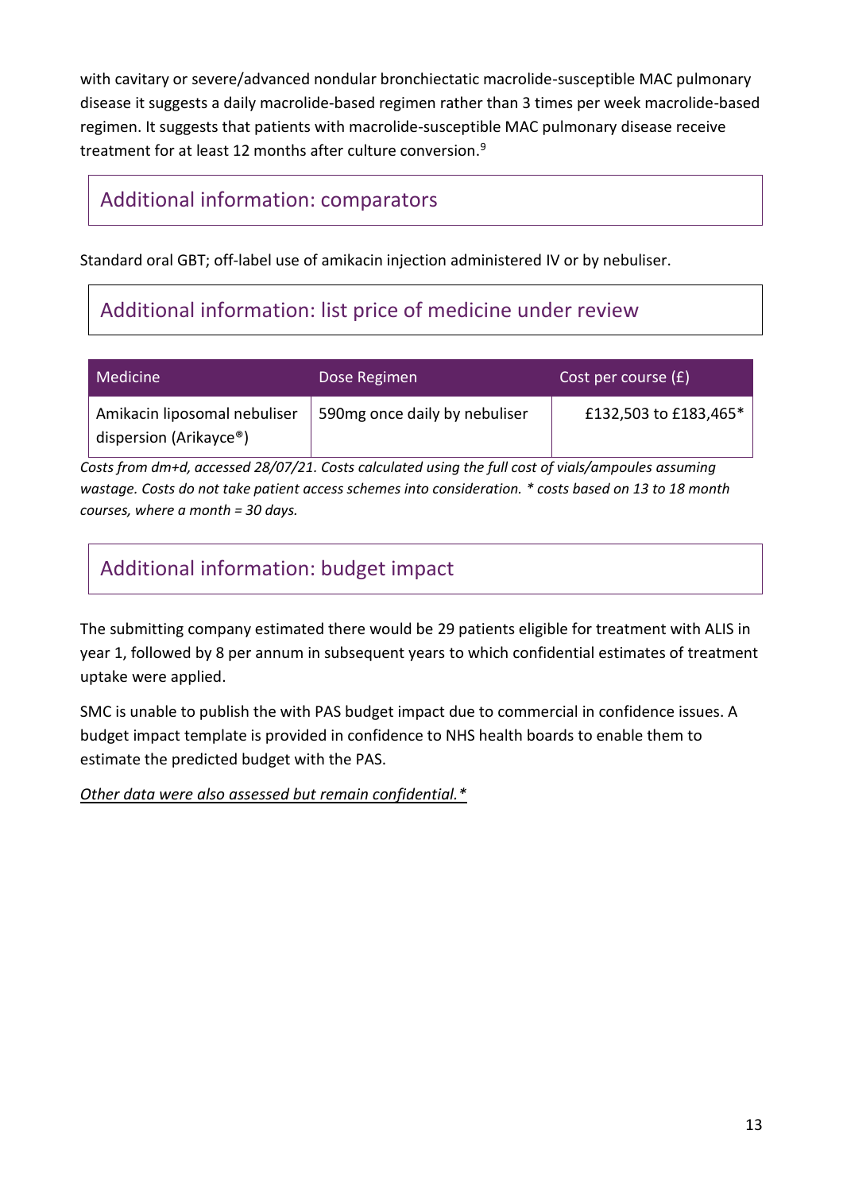with cavitary or severe/advanced nondular bronchiectatic macrolide-susceptible MAC pulmonary disease it suggests a daily macrolide-based regimen rather than 3 times per week macrolide-based regimen. It suggests that patients with macrolide-susceptible MAC pulmonary disease receive treatment for at least 12 months after culture conversion.[9]

## Additional information: comparators

Standard oral GBT; off-label use of amikacin injection administered IV or by nebuliser.

## Additional information: list price of medicine under review

| Medicine | Dose Regimen | Cost per course (£) |
|---|---|---|
| Amikacin liposomal nebuliser dispersion (Arikayce®) | 590mg once daily by nebuliser | £132,503 to £183,465* |

*Costs from dm+d, accessed 28/07/21. Costs calculated using the full cost of vials/ampoules assuming wastage. Costs do not take patient access schemes into consideration. * costs based on 13 to 18 month courses, where a month = 30 days.*

## Additional information: budget impact

The submitting company estimated there would be 29 patients eligible for treatment with ALIS in year 1, followed by 8 per annum in subsequent years to which confidential estimates of treatment uptake were applied.

SMC is unable to publish the with PAS budget impact due to commercial in confidence issues. A budget impact template is provided in confidence to NHS health boards to enable them to estimate the predicted budget with the PAS.

*Other data were also assessed but remain confidential.**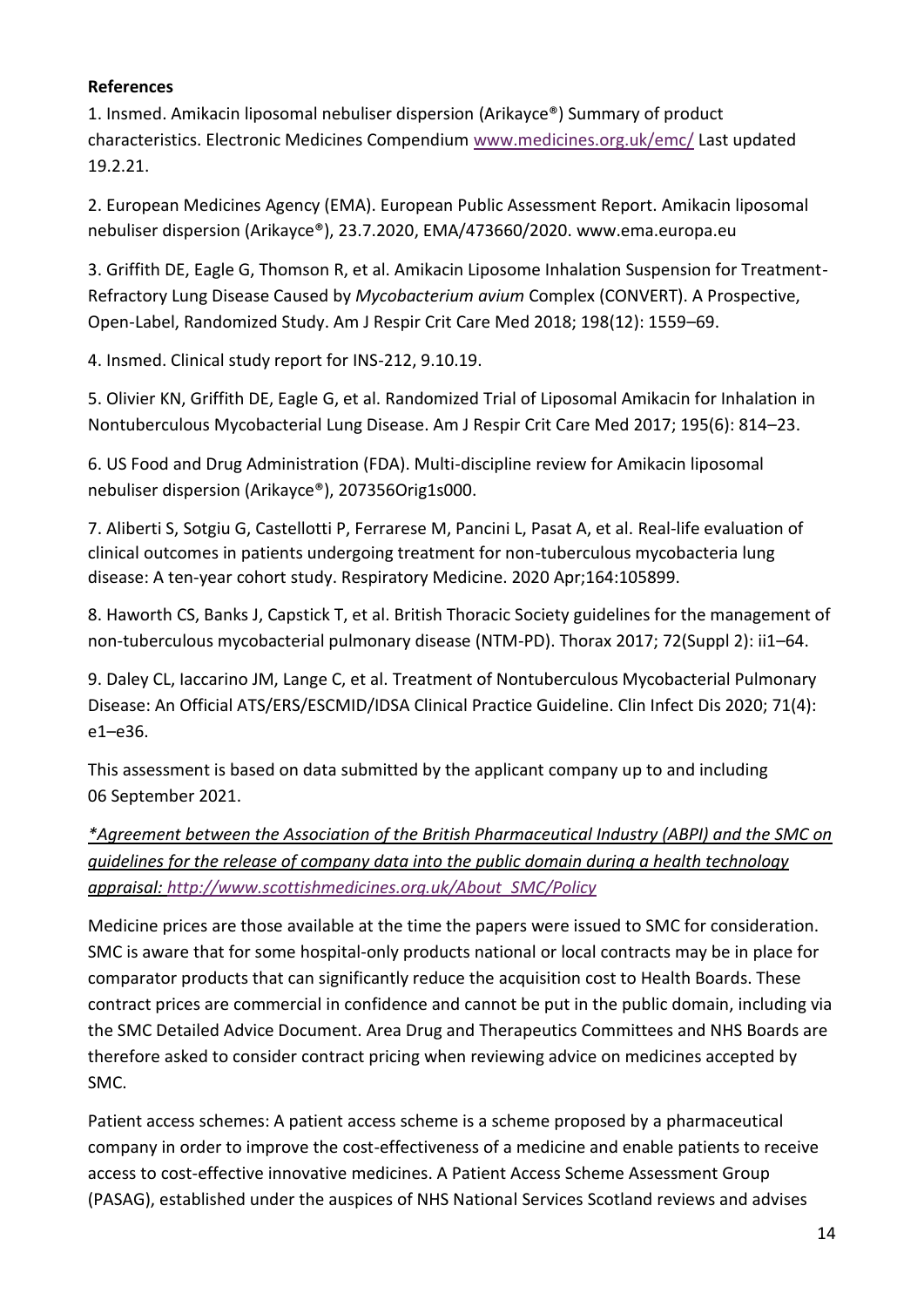**References**

1. Insmed. Amikacin liposomal nebuliser dispersion (Arikayce®) Summary of product characteristics. Electronic Medicines Compendium [www.medicines.org.uk/emc/](www.medicines.org.uk/emc/) Last updated 19.2.21.

2. European Medicines Agency (EMA). European Public Assessment Report. Amikacin liposomal nebuliser dispersion (Arikayce®), 23.7.2020, EMA/473660/2020. www.ema.europa.eu

3. Griffith DE, Eagle G, Thomson R, et al. Amikacin Liposome Inhalation Suspension for Treatment-Refractory Lung Disease Caused by *Mycobacterium avium* Complex (CONVERT). A Prospective, Open-Label, Randomized Study. Am J Respir Crit Care Med 2018; 198(12): 1559–69.

4. Insmed. Clinical study report for INS-212, 9.10.19.

5. Olivier KN, Griffith DE, Eagle G, et al. Randomized Trial of Liposomal Amikacin for Inhalation in Nontuberculous Mycobacterial Lung Disease. Am J Respir Crit Care Med 2017; 195(6): 814–23.

6. US Food and Drug Administration (FDA). Multi-discipline review for Amikacin liposomal nebuliser dispersion (Arikayce®), 207356Orig1s000.

7. Aliberti S, Sotgiu G, Castellotti P, Ferrarese M, Pancini L, Pasat A, et al. Real-life evaluation of clinical outcomes in patients undergoing treatment for non-tuberculous mycobacteria lung disease: A ten-year cohort study. Respiratory Medicine. 2020 Apr;164:105899.

8. Haworth CS, Banks J, Capstick T, et al. British Thoracic Society guidelines for the management of non-tuberculous mycobacterial pulmonary disease (NTM-PD). Thorax 2017; 72(Suppl 2): ii1–64.

9. Daley CL, Iaccarino JM, Lange C, et al. Treatment of Nontuberculous Mycobacterial Pulmonary Disease: An Official ATS/ERS/ESCMID/IDSA Clinical Practice Guideline. Clin Infect Dis 2020; 71(4): e1–e36.

This assessment is based on data submitted by the applicant company up to and including 06 September 2021.

*\*Agreement between the Association of the British Pharmaceutical Industry (ABPI) and the SMC on guidelines for the release of company data into the public domain during a health technology appraisal: [http://www.scottishmedicines.org.uk/About_SMC/Policy](http://www.scottishmedicines.org.uk/About_SMC/Policy)*

Medicine prices are those available at the time the papers were issued to SMC for consideration. SMC is aware that for some hospital-only products national or local contracts may be in place for comparator products that can significantly reduce the acquisition cost to Health Boards. These contract prices are commercial in confidence and cannot be put in the public domain, including via the SMC Detailed Advice Document. Area Drug and Therapeutics Committees and NHS Boards are therefore asked to consider contract pricing when reviewing advice on medicines accepted by SMC.

Patient access schemes: A patient access scheme is a scheme proposed by a pharmaceutical company in order to improve the cost-effectiveness of a medicine and enable patients to receive access to cost-effective innovative medicines. A Patient Access Scheme Assessment Group (PASAG), established under the auspices of NHS National Services Scotland reviews and advises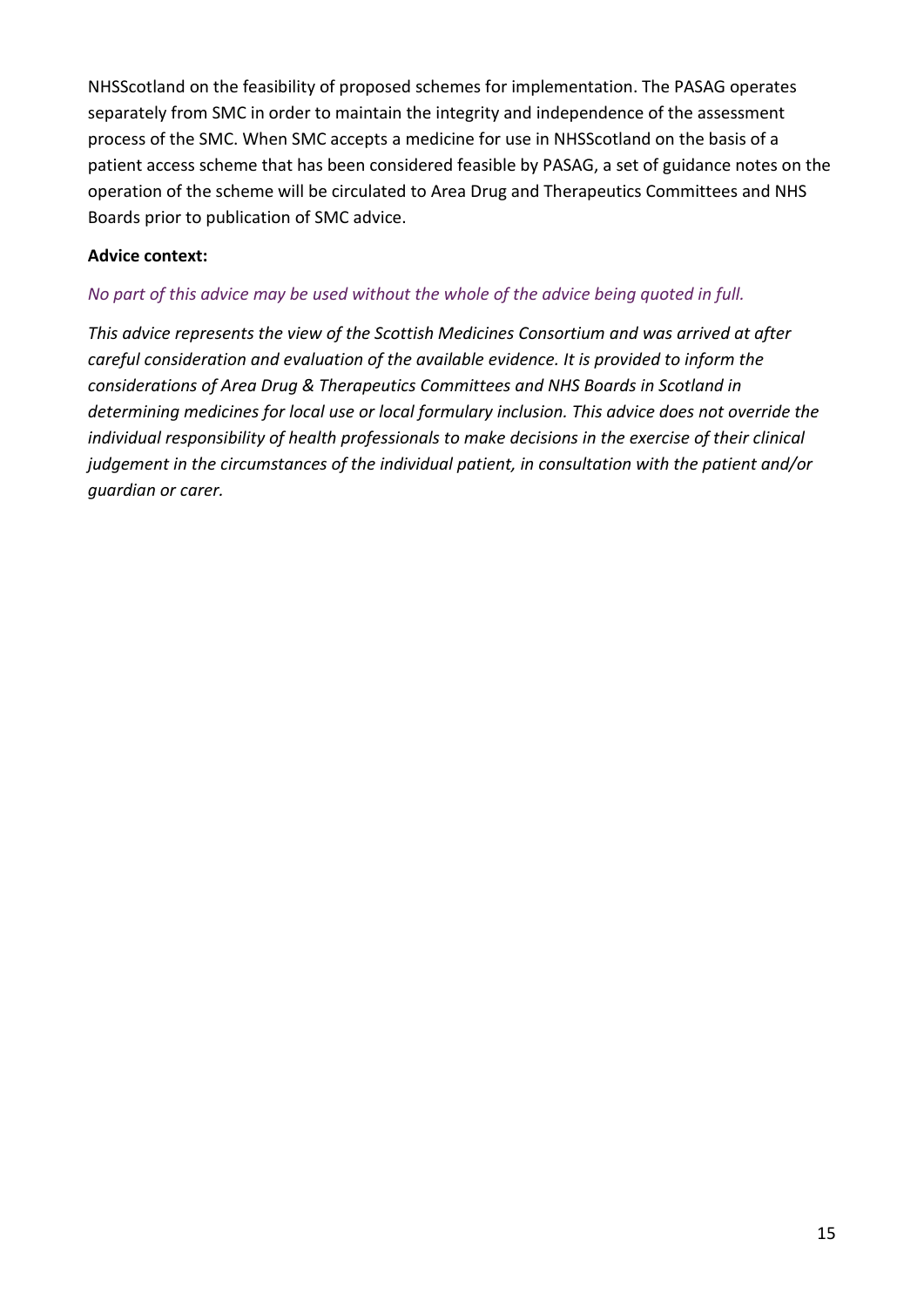NHSScotland on the feasibility of proposed schemes for implementation. The PASAG operates separately from SMC in order to maintain the integrity and independence of the assessment process of the SMC. When SMC accepts a medicine for use in NHSScotland on the basis of a patient access scheme that has been considered feasible by PASAG, a set of guidance notes on the operation of the scheme will be circulated to Area Drug and Therapeutics Committees and NHS Boards prior to publication of SMC advice.

**Advice context:**

*No part of this advice may be used without the whole of the advice being quoted in full.*

*This advice represents the view of the Scottish Medicines Consortium and was arrived at after careful consideration and evaluation of the available evidence. It is provided to inform the considerations of Area Drug & Therapeutics Committees and NHS Boards in Scotland in determining medicines for local use or local formulary inclusion. This advice does not override the individual responsibility of health professionals to make decisions in the exercise of their clinical judgement in the circumstances of the individual patient, in consultation with the patient and/or guardian or carer.*